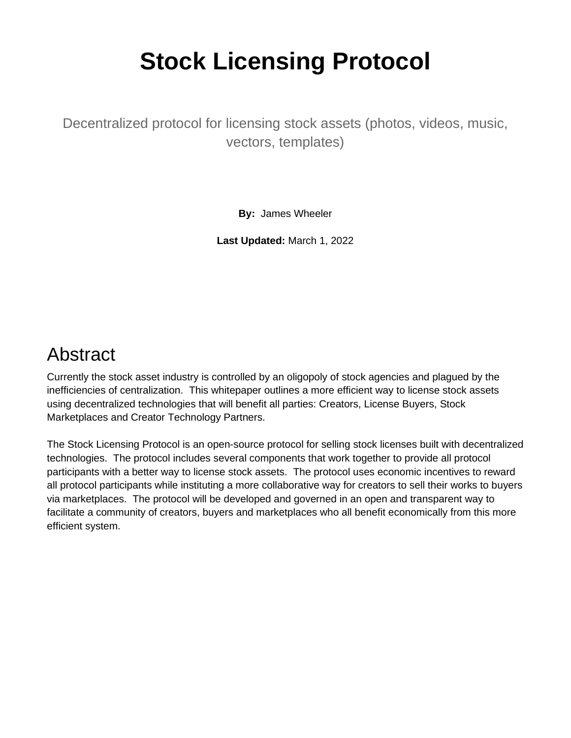# Stock Licensing Protocol

Decentralized protocol for licensing stock assets (photos, videos, music, vectors, templates)

**By:** James Wheeler

**Last Updated:** March 1, 2022

## Abstract

Currently the stock asset industry is controlled by an oligopoly of stock agencies and plagued by the inefficiencies of centralization. This whitepaper outlines a more efficient way to license stock assets using decentralized technologies that will benefit all parties: Creators, License Buyers, Stock Marketplaces and Creator Technology Partners.

The Stock Licensing Protocol is an open-source protocol for selling stock licenses built with decentralized technologies. The protocol includes several components that work together to provide all protocol participants with a better way to license stock assets. The protocol uses economic incentives to reward all protocol participants while instituting a more collaborative way for creators to sell their works to buyers via marketplaces. The protocol will be developed and governed in an open and transparent way to facilitate a community of creators, buyers and marketplaces who all benefit economically from this more efficient system.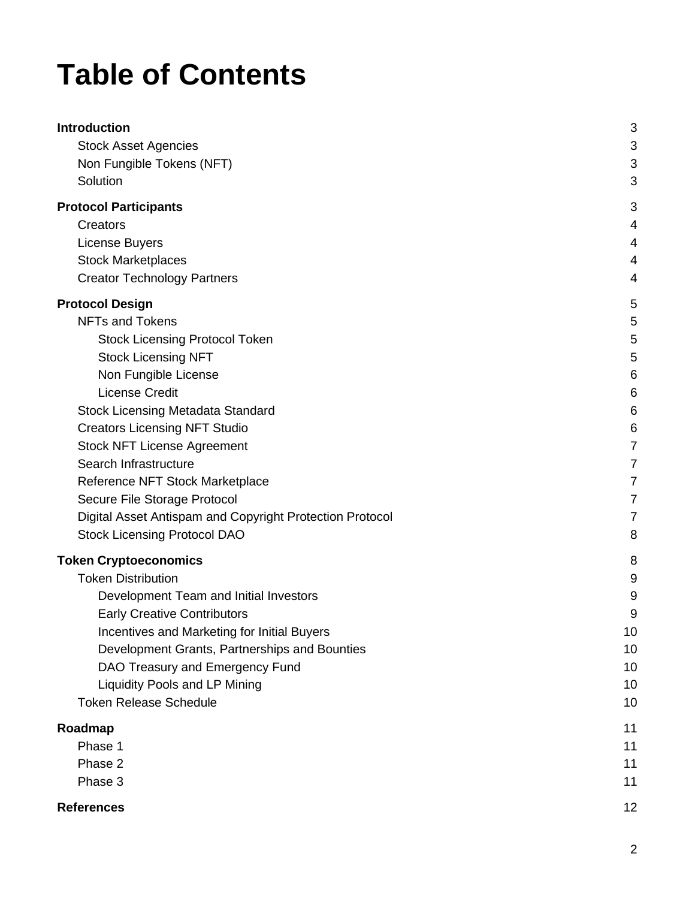# Table of Contents

- **Introduction** 3
  - Stock Asset Agencies 3
  - Non Fungible Tokens (NFT) 3
  - Solution 3
- **Protocol Participants** 3
  - Creators 4
  - License Buyers 4
  - Stock Marketplaces 4
  - Creator Technology Partners 4
- **Protocol Design** 5
  - NFTs and Tokens 5
    - Stock Licensing Protocol Token 5
    - Stock Licensing NFT 5
    - Non Fungible License 6
    - License Credit 6
  - Stock Licensing Metadata Standard 6
  - Creators Licensing NFT Studio 6
  - Stock NFT License Agreement 7
  - Search Infrastructure 7
  - Reference NFT Stock Marketplace 7
  - Secure File Storage Protocol 7
  - Digital Asset Antispam and Copyright Protection Protocol 7
  - Stock Licensing Protocol DAO 8
- **Token Cryptoeconomics** 8
  - Token Distribution 9
    - Development Team and Initial Investors 9
    - Early Creative Contributors 9
    - Incentives and Marketing for Initial Buyers 10
    - Development Grants, Partnerships and Bounties 10
    - DAO Treasury and Emergency Fund 10
    - Liquidity Pools and LP Mining 10
  - Token Release Schedule 10
- **Roadmap** 11
  - Phase 1 11
  - Phase 2 11
  - Phase 3 11
- **References** 12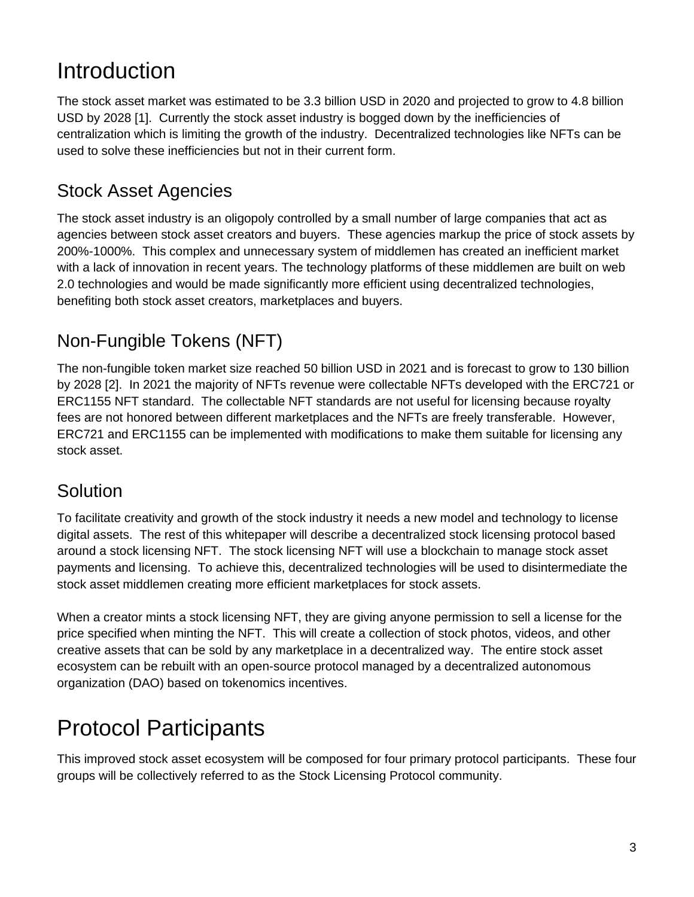# Introduction

The stock asset market was estimated to be 3.3 billion USD in 2020 and projected to grow to 4.8 billion USD by 2028 [1]. Currently the stock asset industry is bogged down by the inefficiencies of centralization which is limiting the growth of the industry. Decentralized technologies like NFTs can be used to solve these inefficiencies but not in their current form.

## Stock Asset Agencies

The stock asset industry is an oligopoly controlled by a small number of large companies that act as agencies between stock asset creators and buyers. These agencies markup the price of stock assets by 200%-1000%. This complex and unnecessary system of middlemen has created an inefficient market with a lack of innovation in recent years. The technology platforms of these middlemen are built on web 2.0 technologies and would be made significantly more efficient using decentralized technologies, benefiting both stock asset creators, marketplaces and buyers.

## Non-Fungible Tokens (NFT)

The non-fungible token market size reached 50 billion USD in 2021 and is forecast to grow to 130 billion by 2028 [2]. In 2021 the majority of NFTs revenue were collectable NFTs developed with the ERC721 or ERC1155 NFT standard. The collectable NFT standards are not useful for licensing because royalty fees are not honored between different marketplaces and the NFTs are freely transferable. However, ERC721 and ERC1155 can be implemented with modifications to make them suitable for licensing any stock asset.

## Solution

To facilitate creativity and growth of the stock industry it needs a new model and technology to license digital assets. The rest of this whitepaper will describe a decentralized stock licensing protocol based around a stock licensing NFT. The stock licensing NFT will use a blockchain to manage stock asset payments and licensing. To achieve this, decentralized technologies will be used to disintermediate the stock asset middlemen creating more efficient marketplaces for stock assets.

When a creator mints a stock licensing NFT, they are giving anyone permission to sell a license for the price specified when minting the NFT. This will create a collection of stock photos, videos, and other creative assets that can be sold by any marketplace in a decentralized way. The entire stock asset ecosystem can be rebuilt with an open-source protocol managed by a decentralized autonomous organization (DAO) based on tokenomics incentives.

# Protocol Participants

This improved stock asset ecosystem will be composed for four primary protocol participants. These four groups will be collectively referred to as the Stock Licensing Protocol community.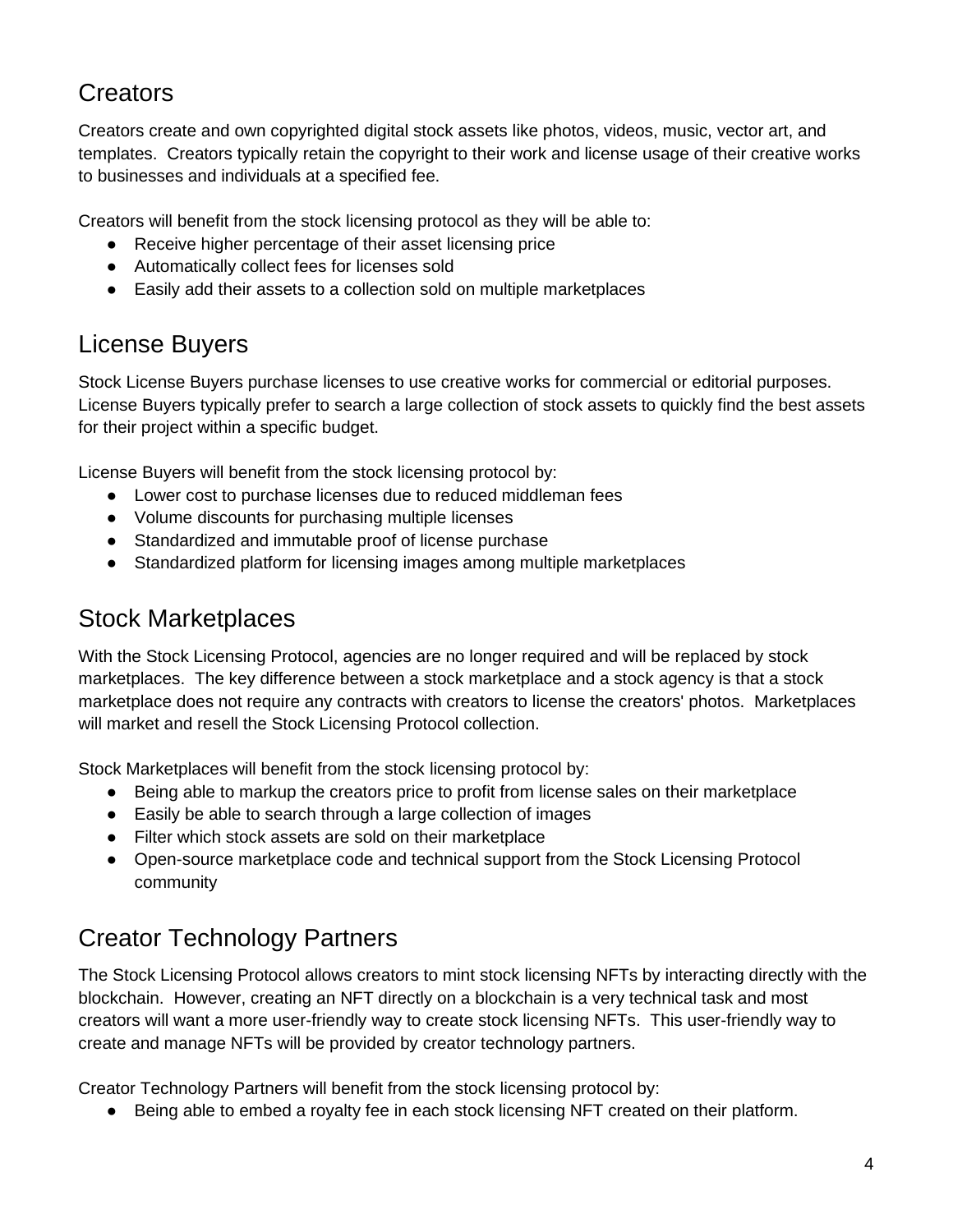## Creators

Creators create and own copyrighted digital stock assets like photos, videos, music, vector art, and templates. Creators typically retain the copyright to their work and license usage of their creative works to businesses and individuals at a specified fee.

Creators will benefit from the stock licensing protocol as they will be able to:

- Receive higher percentage of their asset licensing price
- Automatically collect fees for licenses sold
- Easily add their assets to a collection sold on multiple marketplaces

## License Buyers

Stock License Buyers purchase licenses to use creative works for commercial or editorial purposes. License Buyers typically prefer to search a large collection of stock assets to quickly find the best assets for their project within a specific budget.

License Buyers will benefit from the stock licensing protocol by:

- Lower cost to purchase licenses due to reduced middleman fees
- Volume discounts for purchasing multiple licenses
- Standardized and immutable proof of license purchase
- Standardized platform for licensing images among multiple marketplaces

## Stock Marketplaces

With the Stock Licensing Protocol, agencies are no longer required and will be replaced by stock marketplaces. The key difference between a stock marketplace and a stock agency is that a stock marketplace does not require any contracts with creators to license the creators' photos. Marketplaces will market and resell the Stock Licensing Protocol collection.

Stock Marketplaces will benefit from the stock licensing protocol by:

- Being able to markup the creators price to profit from license sales on their marketplace
- Easily be able to search through a large collection of images
- Filter which stock assets are sold on their marketplace
- Open-source marketplace code and technical support from the Stock Licensing Protocol community

## Creator Technology Partners

The Stock Licensing Protocol allows creators to mint stock licensing NFTs by interacting directly with the blockchain. However, creating an NFT directly on a blockchain is a very technical task and most creators will want a more user-friendly way to create stock licensing NFTs. This user-friendly way to create and manage NFTs will be provided by creator technology partners.

Creator Technology Partners will benefit from the stock licensing protocol by:

- Being able to embed a royalty fee in each stock licensing NFT created on their platform.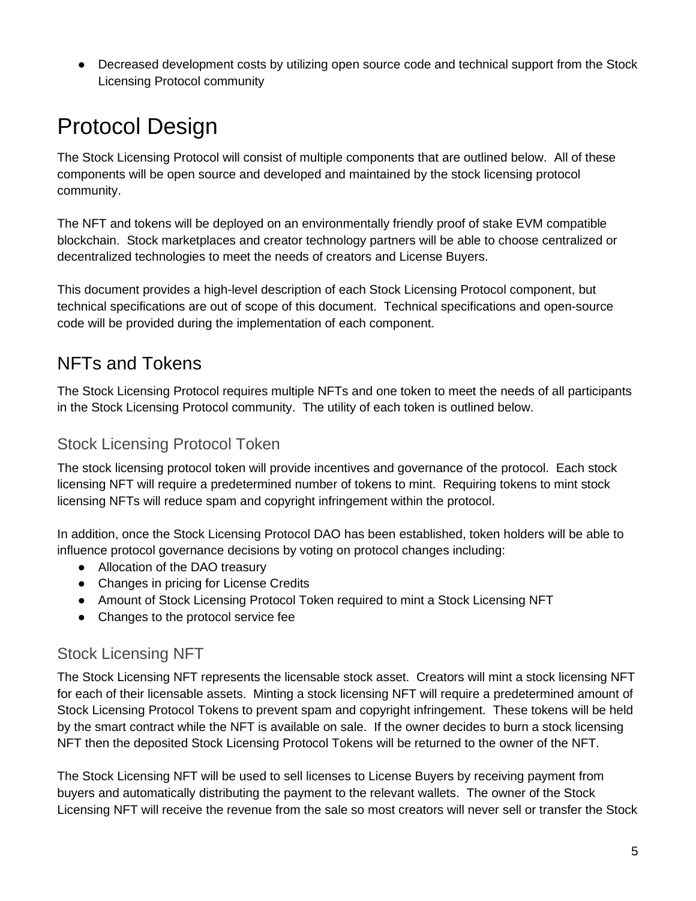- Decreased development costs by utilizing open source code and technical support from the Stock Licensing Protocol community

# Protocol Design

The Stock Licensing Protocol will consist of multiple components that are outlined below. All of these components will be open source and developed and maintained by the stock licensing protocol community.

The NFT and tokens will be deployed on an environmentally friendly proof of stake EVM compatible blockchain. Stock marketplaces and creator technology partners will be able to choose centralized or decentralized technologies to meet the needs of creators and License Buyers.

This document provides a high-level description of each Stock Licensing Protocol component, but technical specifications are out of scope of this document. Technical specifications and open-source code will be provided during the implementation of each component.

## NFTs and Tokens

The Stock Licensing Protocol requires multiple NFTs and one token to meet the needs of all participants in the Stock Licensing Protocol community. The utility of each token is outlined below.

### Stock Licensing Protocol Token

The stock licensing protocol token will provide incentives and governance of the protocol. Each stock licensing NFT will require a predetermined number of tokens to mint. Requiring tokens to mint stock licensing NFTs will reduce spam and copyright infringement within the protocol.

In addition, once the Stock Licensing Protocol DAO has been established, token holders will be able to influence protocol governance decisions by voting on protocol changes including:

- Allocation of the DAO treasury
- Changes in pricing for License Credits
- Amount of Stock Licensing Protocol Token required to mint a Stock Licensing NFT
- Changes to the protocol service fee

### Stock Licensing NFT

The Stock Licensing NFT represents the licensable stock asset. Creators will mint a stock licensing NFT for each of their licensable assets. Minting a stock licensing NFT will require a predetermined amount of Stock Licensing Protocol Tokens to prevent spam and copyright infringement. These tokens will be held by the smart contract while the NFT is available on sale. If the owner decides to burn a stock licensing NFT then the deposited Stock Licensing Protocol Tokens will be returned to the owner of the NFT.

The Stock Licensing NFT will be used to sell licenses to License Buyers by receiving payment from buyers and automatically distributing the payment to the relevant wallets. The owner of the Stock Licensing NFT will receive the revenue from the sale so most creators will never sell or transfer the Stock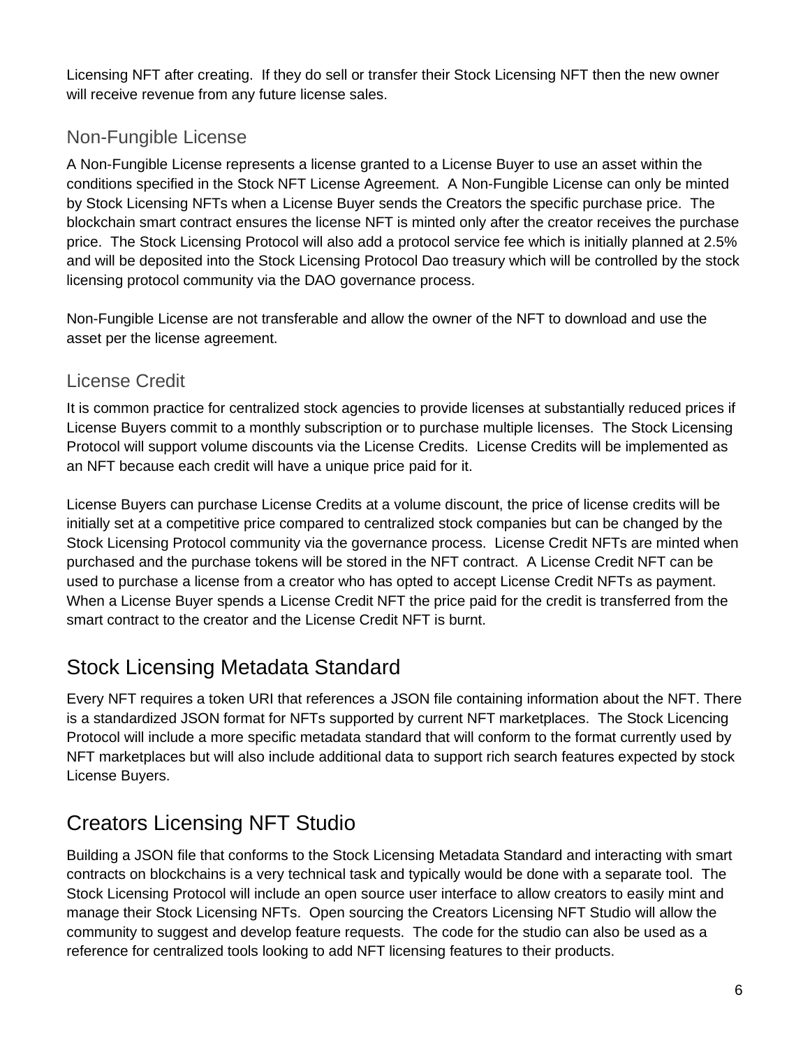Licensing NFT after creating. If they do sell or transfer their Stock Licensing NFT then the new owner will receive revenue from any future license sales.

### Non-Fungible License

A Non-Fungible License represents a license granted to a License Buyer to use an asset within the conditions specified in the Stock NFT License Agreement. A Non-Fungible License can only be minted by Stock Licensing NFTs when a License Buyer sends the Creators the specific purchase price. The blockchain smart contract ensures the license NFT is minted only after the creator receives the purchase price. The Stock Licensing Protocol will also add a protocol service fee which is initially planned at 2.5% and will be deposited into the Stock Licensing Protocol Dao treasury which will be controlled by the stock licensing protocol community via the DAO governance process.

Non-Fungible License are not transferable and allow the owner of the NFT to download and use the asset per the license agreement.

### License Credit

It is common practice for centralized stock agencies to provide licenses at substantially reduced prices if License Buyers commit to a monthly subscription or to purchase multiple licenses. The Stock Licensing Protocol will support volume discounts via the License Credits. License Credits will be implemented as an NFT because each credit will have a unique price paid for it.

License Buyers can purchase License Credits at a volume discount, the price of license credits will be initially set at a competitive price compared to centralized stock companies but can be changed by the Stock Licensing Protocol community via the governance process. License Credit NFTs are minted when purchased and the purchase tokens will be stored in the NFT contract. A License Credit NFT can be used to purchase a license from a creator who has opted to accept License Credit NFTs as payment. When a License Buyer spends a License Credit NFT the price paid for the credit is transferred from the smart contract to the creator and the License Credit NFT is burnt.

## Stock Licensing Metadata Standard

Every NFT requires a token URI that references a JSON file containing information about the NFT. There is a standardized JSON format for NFTs supported by current NFT marketplaces. The Stock Licencing Protocol will include a more specific metadata standard that will conform to the format currently used by NFT marketplaces but will also include additional data to support rich search features expected by stock License Buyers.

## Creators Licensing NFT Studio

Building a JSON file that conforms to the Stock Licensing Metadata Standard and interacting with smart contracts on blockchains is a very technical task and typically would be done with a separate tool. The Stock Licensing Protocol will include an open source user interface to allow creators to easily mint and manage their Stock Licensing NFTs. Open sourcing the Creators Licensing NFT Studio will allow the community to suggest and develop feature requests. The code for the studio can also be used as a reference for centralized tools looking to add NFT licensing features to their products.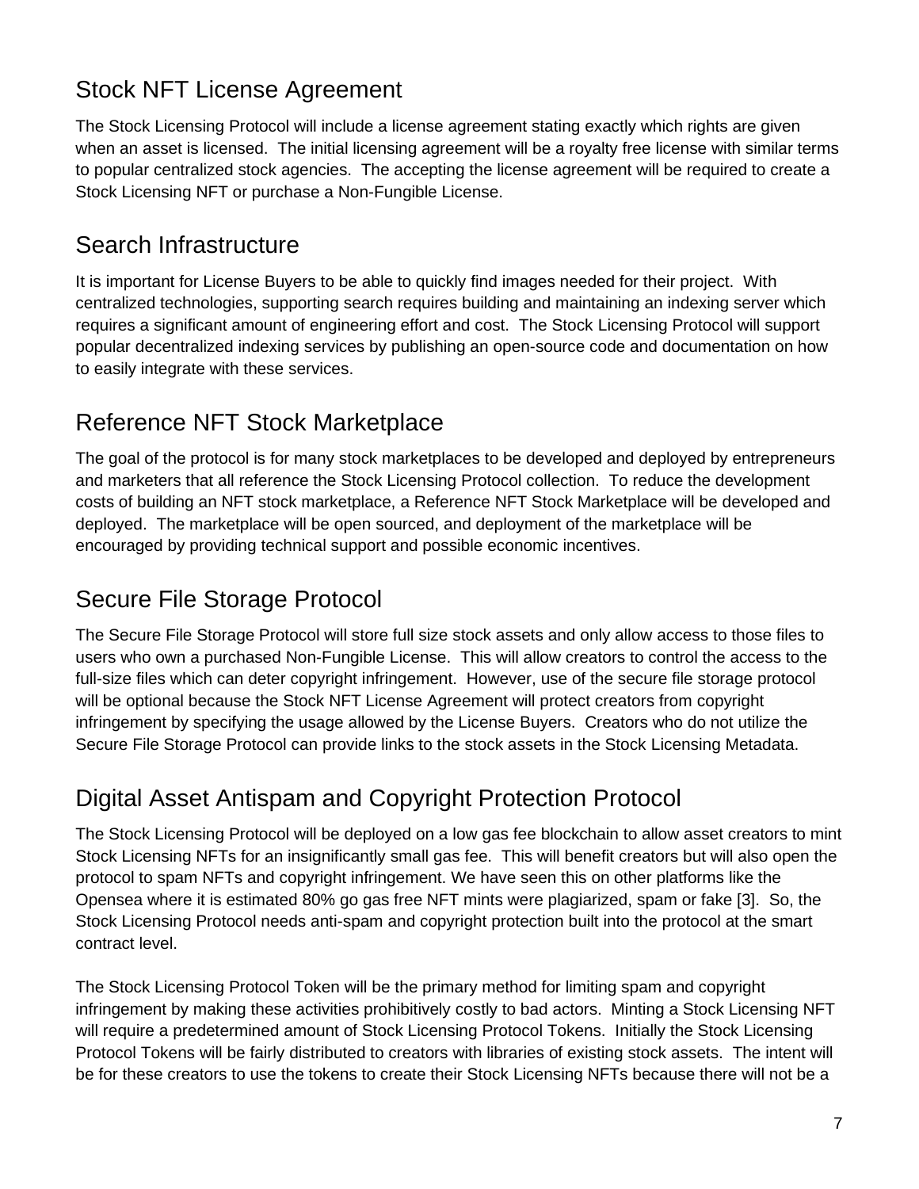## Stock NFT License Agreement

The Stock Licensing Protocol will include a license agreement stating exactly which rights are given when an asset is licensed. The initial licensing agreement will be a royalty free license with similar terms to popular centralized stock agencies. The accepting the license agreement will be required to create a Stock Licensing NFT or purchase a Non-Fungible License.

## Search Infrastructure

It is important for License Buyers to be able to quickly find images needed for their project. With centralized technologies, supporting search requires building and maintaining an indexing server which requires a significant amount of engineering effort and cost. The Stock Licensing Protocol will support popular decentralized indexing services by publishing an open-source code and documentation on how to easily integrate with these services.

## Reference NFT Stock Marketplace

The goal of the protocol is for many stock marketplaces to be developed and deployed by entrepreneurs and marketers that all reference the Stock Licensing Protocol collection. To reduce the development costs of building an NFT stock marketplace, a Reference NFT Stock Marketplace will be developed and deployed. The marketplace will be open sourced, and deployment of the marketplace will be encouraged by providing technical support and possible economic incentives.

## Secure File Storage Protocol

The Secure File Storage Protocol will store full size stock assets and only allow access to those files to users who own a purchased Non-Fungible License. This will allow creators to control the access to the full-size files which can deter copyright infringement. However, use of the secure file storage protocol will be optional because the Stock NFT License Agreement will protect creators from copyright infringement by specifying the usage allowed by the License Buyers. Creators who do not utilize the Secure File Storage Protocol can provide links to the stock assets in the Stock Licensing Metadata.

## Digital Asset Antispam and Copyright Protection Protocol

The Stock Licensing Protocol will be deployed on a low gas fee blockchain to allow asset creators to mint Stock Licensing NFTs for an insignificantly small gas fee. This will benefit creators but will also open the protocol to spam NFTs and copyright infringement. We have seen this on other platforms like the Opensea where it is estimated 80% go gas free NFT mints were plagiarized, spam or fake [3]. So, the Stock Licensing Protocol needs anti-spam and copyright protection built into the protocol at the smart contract level.

The Stock Licensing Protocol Token will be the primary method for limiting spam and copyright infringement by making these activities prohibitively costly to bad actors. Minting a Stock Licensing NFT will require a predetermined amount of Stock Licensing Protocol Tokens. Initially the Stock Licensing Protocol Tokens will be fairly distributed to creators with libraries of existing stock assets. The intent will be for these creators to use the tokens to create their Stock Licensing NFTs because there will not be a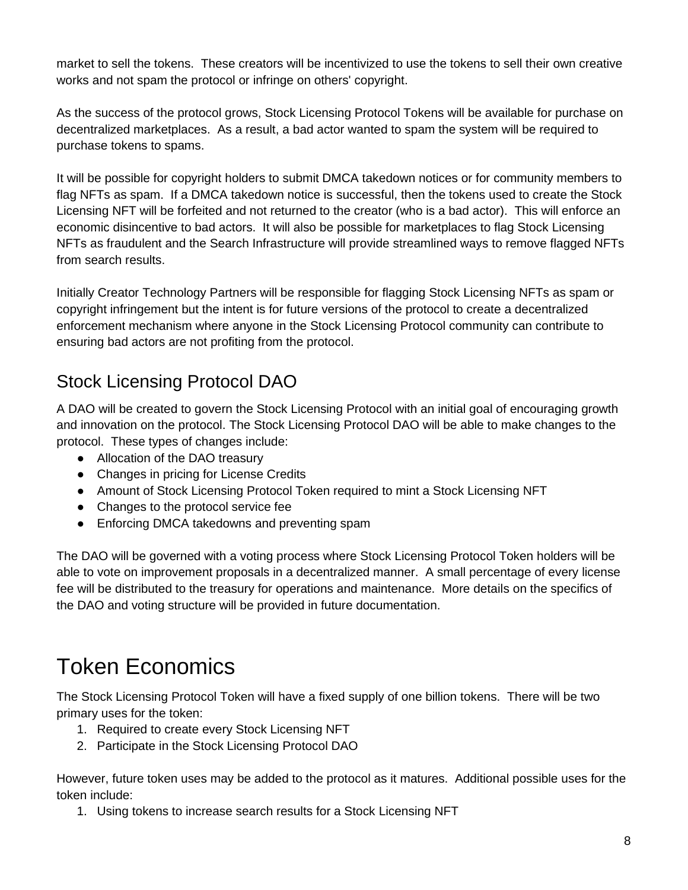market to sell the tokens. These creators will be incentivized to use the tokens to sell their own creative works and not spam the protocol or infringe on others' copyright.

As the success of the protocol grows, Stock Licensing Protocol Tokens will be available for purchase on decentralized marketplaces. As a result, a bad actor wanted to spam the system will be required to purchase tokens to spams.

It will be possible for copyright holders to submit DMCA takedown notices or for community members to flag NFTs as spam. If a DMCA takedown notice is successful, then the tokens used to create the Stock Licensing NFT will be forfeited and not returned to the creator (who is a bad actor). This will enforce an economic disincentive to bad actors. It will also be possible for marketplaces to flag Stock Licensing NFTs as fraudulent and the Search Infrastructure will provide streamlined ways to remove flagged NFTs from search results.

Initially Creator Technology Partners will be responsible for flagging Stock Licensing NFTs as spam or copyright infringement but the intent is for future versions of the protocol to create a decentralized enforcement mechanism where anyone in the Stock Licensing Protocol community can contribute to ensuring bad actors are not profiting from the protocol.

## Stock Licensing Protocol DAO

A DAO will be created to govern the Stock Licensing Protocol with an initial goal of encouraging growth and innovation on the protocol. The Stock Licensing Protocol DAO will be able to make changes to the protocol. These types of changes include:

- Allocation of the DAO treasury
- Changes in pricing for License Credits
- Amount of Stock Licensing Protocol Token required to mint a Stock Licensing NFT
- Changes to the protocol service fee
- Enforcing DMCA takedowns and preventing spam

The DAO will be governed with a voting process where Stock Licensing Protocol Token holders will be able to vote on improvement proposals in a decentralized manner. A small percentage of every license fee will be distributed to the treasury for operations and maintenance. More details on the specifics of the DAO and voting structure will be provided in future documentation.

# Token Economics

The Stock Licensing Protocol Token will have a fixed supply of one billion tokens. There will be two primary uses for the token:

1. Required to create every Stock Licensing NFT
2. Participate in the Stock Licensing Protocol DAO

However, future token uses may be added to the protocol as it matures. Additional possible uses for the token include:

1. Using tokens to increase search results for a Stock Licensing NFT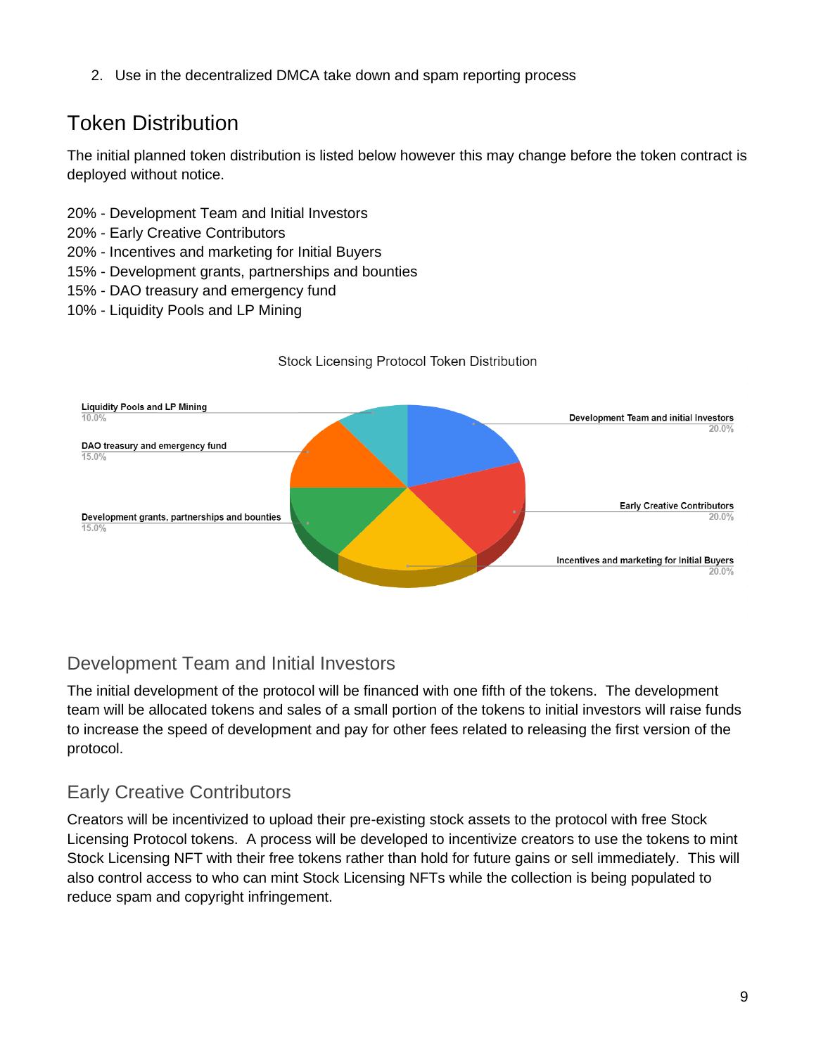2. Use in the decentralized DMCA take down and spam reporting process

## Token Distribution

The initial planned token distribution is listed below however this may change before the token contract is deployed without notice.

20% - Development Team and Initial Investors
20% - Early Creative Contributors
20% - Incentives and marketing for Initial Buyers
15% - Development grants, partnerships and bounties
15% - DAO treasury and emergency fund
10% - Liquidity Pools and LP Mining

Stock Licensing Protocol Token Distribution

### Development Team and Initial Investors

The initial development of the protocol will be financed with one fifth of the tokens. The development team will be allocated tokens and sales of a small portion of the tokens to initial investors will raise funds to increase the speed of development and pay for other fees related to releasing the first version of the protocol.

### Early Creative Contributors

Creators will be incentivized to upload their pre-existing stock assets to the protocol with free Stock Licensing Protocol tokens. A process will be developed to incentivize creators to use the tokens to mint Stock Licensing NFT with their free tokens rather than hold for future gains or sell immediately. This will also control access to who can mint Stock Licensing NFTs while the collection is being populated to reduce spam and copyright infringement.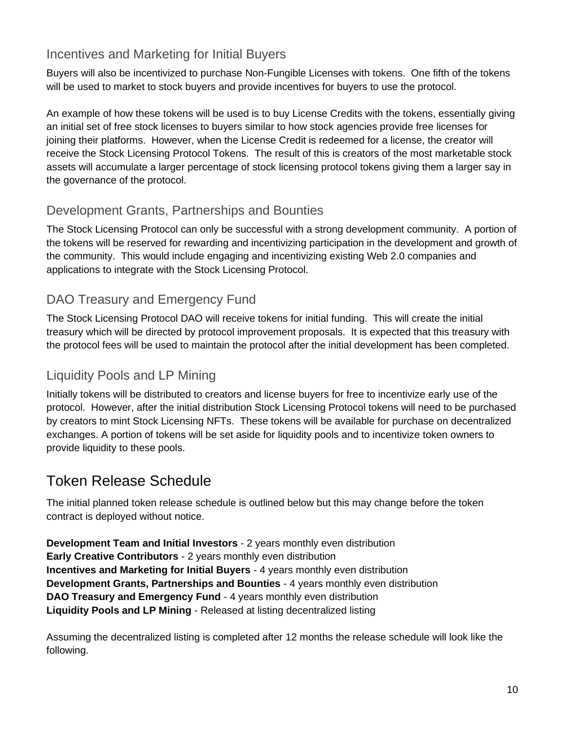### Incentives and Marketing for Initial Buyers

Buyers will also be incentivized to purchase Non-Fungible Licenses with tokens. One fifth of the tokens will be used to market to stock buyers and provide incentives for buyers to use the protocol.

An example of how these tokens will be used is to buy License Credits with the tokens, essentially giving an initial set of free stock licenses to buyers similar to how stock agencies provide free licenses for joining their platforms. However, when the License Credit is redeemed for a license, the creator will receive the Stock Licensing Protocol Tokens. The result of this is creators of the most marketable stock assets will accumulate a larger percentage of stock licensing protocol tokens giving them a larger say in the governance of the protocol.

### Development Grants, Partnerships and Bounties

The Stock Licensing Protocol can only be successful with a strong development community. A portion of the tokens will be reserved for rewarding and incentivizing participation in the development and growth of the community. This would include engaging and incentivizing existing Web 2.0 companies and applications to integrate with the Stock Licensing Protocol.

### DAO Treasury and Emergency Fund

The Stock Licensing Protocol DAO will receive tokens for initial funding. This will create the initial treasury which will be directed by protocol improvement proposals. It is expected that this treasury with the protocol fees will be used to maintain the protocol after the initial development has been completed.

### Liquidity Pools and LP Mining

Initially tokens will be distributed to creators and license buyers for free to incentivize early use of the protocol. However, after the initial distribution Stock Licensing Protocol tokens will need to be purchased by creators to mint Stock Licensing NFTs. These tokens will be available for purchase on decentralized exchanges. A portion of tokens will be set aside for liquidity pools and to incentivize token owners to provide liquidity to these pools.

## Token Release Schedule

The initial planned token release schedule is outlined below but this may change before the token contract is deployed without notice.

**Development Team and Initial Investors** - 2 years monthly even distribution
**Early Creative Contributors** - 2 years monthly even distribution
**Incentives and Marketing for Initial Buyers** - 4 years monthly even distribution
**Development Grants, Partnerships and Bounties** - 4 years monthly even distribution
**DAO Treasury and Emergency Fund** - 4 years monthly even distribution
**Liquidity Pools and LP Mining** - Released at listing decentralized listing

Assuming the decentralized listing is completed after 12 months the release schedule will look like the following.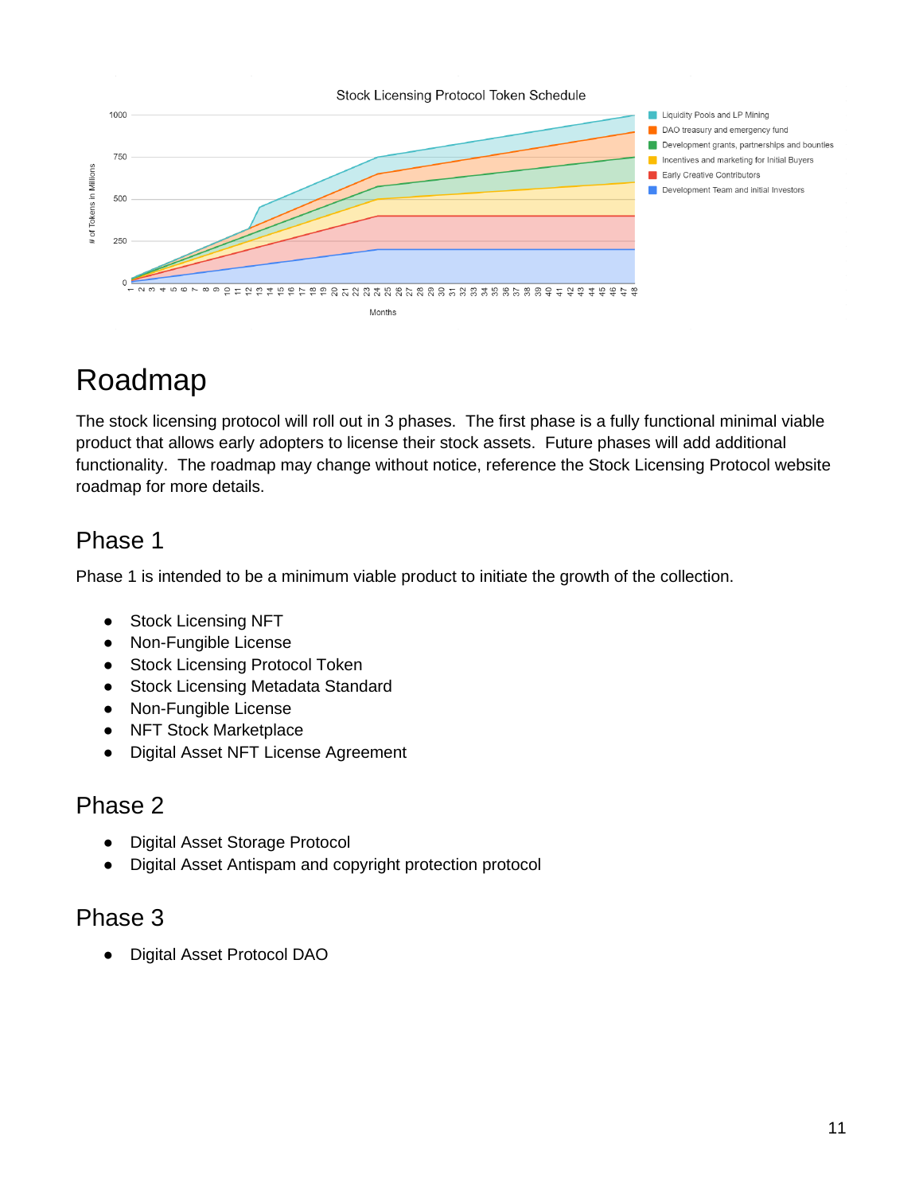# Roadmap

The stock licensing protocol will roll out in 3 phases. The first phase is a fully functional minimal viable product that allows early adopters to license their stock assets. Future phases will add additional functionality. The roadmap may change without notice, reference the Stock Licensing Protocol website roadmap for more details.

## Phase 1

Phase 1 is intended to be a minimum viable product to initiate the growth of the collection.

- Stock Licensing NFT
- Non-Fungible License
- Stock Licensing Protocol Token
- Stock Licensing Metadata Standard
- Non-Fungible License
- NFT Stock Marketplace
- Digital Asset NFT License Agreement

## Phase 2

- Digital Asset Storage Protocol
- Digital Asset Antispam and copyright protection protocol

## Phase 3

- Digital Asset Protocol DAO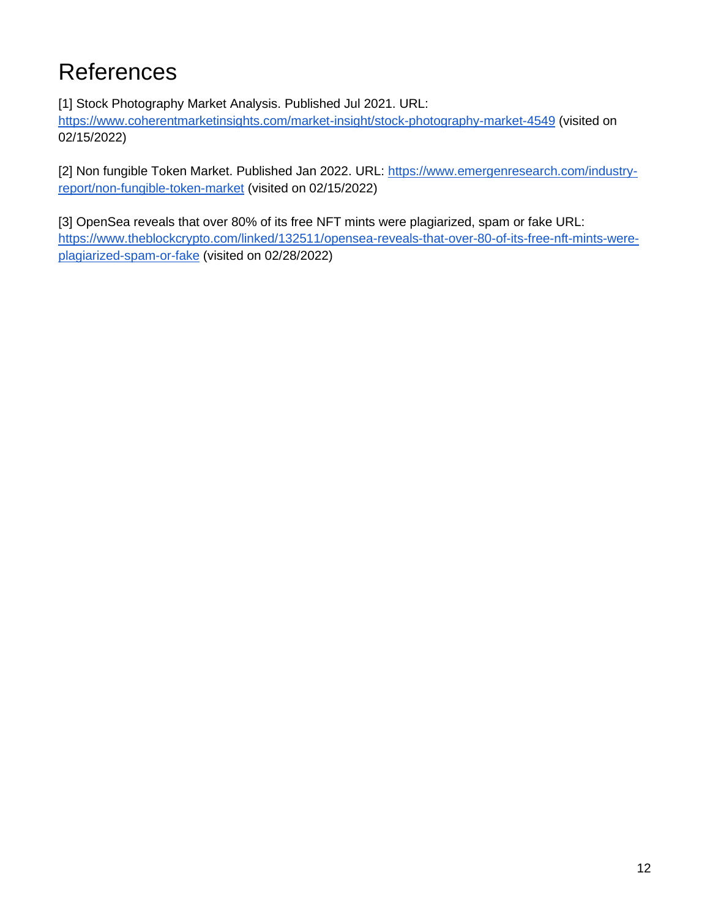# References

[1] Stock Photography Market Analysis. Published Jul 2021. URL: https://www.coherentmarketinsights.com/market-insight/stock-photography-market-4549 (visited on 02/15/2022)

[2] Non fungible Token Market. Published Jan 2022. URL: https://www.emergenresearch.com/industry-report/non-fungible-token-market (visited on 02/15/2022)

[3] OpenSea reveals that over 80% of its free NFT mints were plagiarized, spam or fake URL: https://www.theblockcrypto.com/linked/132511/opensea-reveals-that-over-80-of-its-free-nft-mints-were-plagiarized-spam-or-fake (visited on 02/28/2022)